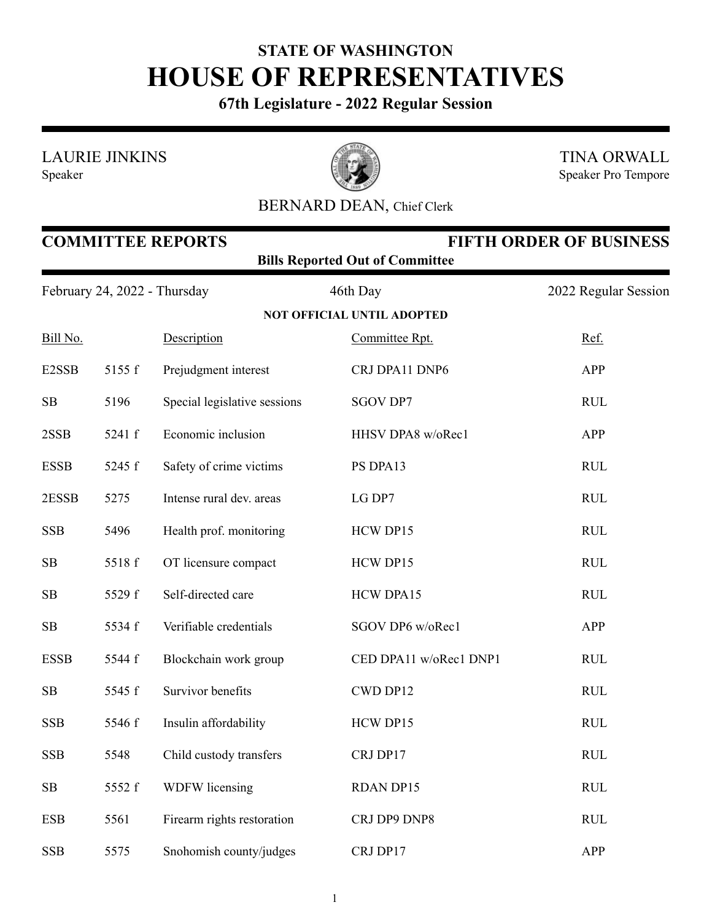**STATE OF WASHINGTON**

# HOUSE OF REPRESENTATIVES

**67th Legislature - 2022 Regular Session**

LAURIE JINKINS
Speaker

TINA ORWALL
Speaker Pro Tempore

BERNARD DEAN, Chief Clerk

## COMMITTEE REPORTS — FIFTH ORDER OF BUSINESS

**Bills Reported Out of Committee**

February 24, 2022 - Thursday — 46th Day — 2022 Regular Session

**NOT OFFICIAL UNTIL ADOPTED**

| Bill No. | | Description | Committee Rpt. | Ref. |
|---|---|---|---|---|
| E2SSB | 5155 f | Prejudgment interest | CRJ DPA11 DNP6 | APP |
| SB | 5196 | Special legislative sessions | SGOV DP7 | RUL |
| 2SSB | 5241 f | Economic inclusion | HHSV DPA8 w/oRec1 | APP |
| ESSB | 5245 f | Safety of crime victims | PS DPA13 | RUL |
| 2ESSB | 5275 | Intense rural dev. areas | LG DP7 | RUL |
| SSB | 5496 | Health prof. monitoring | HCW DP15 | RUL |
| SB | 5518 f | OT licensure compact | HCW DP15 | RUL |
| SB | 5529 f | Self-directed care | HCW DPA15 | RUL |
| SB | 5534 f | Verifiable credentials | SGOV DP6 w/oRec1 | APP |
| ESSB | 5544 f | Blockchain work group | CED DPA11 w/oRec1 DNP1 | RUL |
| SB | 5545 f | Survivor benefits | CWD DP12 | RUL |
| SSB | 5546 f | Insulin affordability | HCW DP15 | RUL |
| SSB | 5548 | Child custody transfers | CRJ DP17 | RUL |
| SB | 5552 f | WDFW licensing | RDAN DP15 | RUL |
| ESB | 5561 | Firearm rights restoration | CRJ DP9 DNP8 | RUL |
| SSB | 5575 | Snohomish county/judges | CRJ DP17 | APP |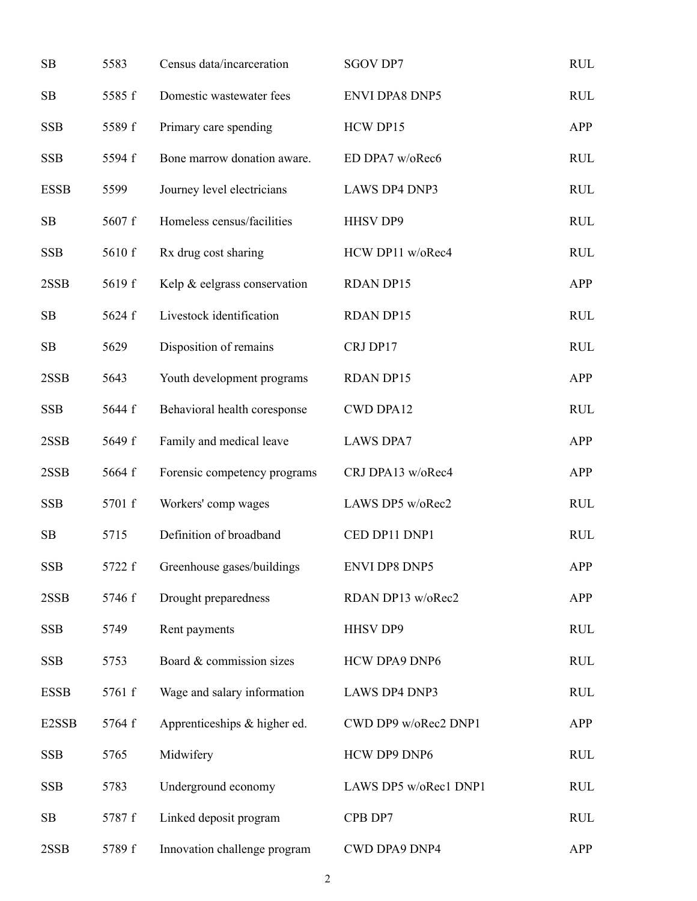| | | | | |
|---|---|---|---|---|
| SB | 5583 | Census data/incarceration | SGOV DP7 | RUL |
| SB | 5585 f | Domestic wastewater fees | ENVI DPA8 DNP5 | RUL |
| SSB | 5589 f | Primary care spending | HCW DP15 | APP |
| SSB | 5594 f | Bone marrow donation aware. | ED DPA7 w/oRec6 | RUL |
| ESSB | 5599 | Journey level electricians | LAWS DP4 DNP3 | RUL |
| SB | 5607 f | Homeless census/facilities | HHSV DP9 | RUL |
| SSB | 5610 f | Rx drug cost sharing | HCW DP11 w/oRec4 | RUL |
| 2SSB | 5619 f | Kelp & eelgrass conservation | RDAN DP15 | APP |
| SB | 5624 f | Livestock identification | RDAN DP15 | RUL |
| SB | 5629 | Disposition of remains | CRJ DP17 | RUL |
| 2SSB | 5643 | Youth development programs | RDAN DP15 | APP |
| SSB | 5644 f | Behavioral health coresponse | CWD DPA12 | RUL |
| 2SSB | 5649 f | Family and medical leave | LAWS DPA7 | APP |
| 2SSB | 5664 f | Forensic competency programs | CRJ DPA13 w/oRec4 | APP |
| SSB | 5701 f | Workers' comp wages | LAWS DP5 w/oRec2 | RUL |
| SB | 5715 | Definition of broadband | CED DP11 DNP1 | RUL |
| SSB | 5722 f | Greenhouse gases/buildings | ENVI DP8 DNP5 | APP |
| 2SSB | 5746 f | Drought preparedness | RDAN DP13 w/oRec2 | APP |
| SSB | 5749 | Rent payments | HHSV DP9 | RUL |
| SSB | 5753 | Board & commission sizes | HCW DPA9 DNP6 | RUL |
| ESSB | 5761 f | Wage and salary information | LAWS DP4 DNP3 | RUL |
| E2SSB | 5764 f | Apprenticeships & higher ed. | CWD DP9 w/oRec2 DNP1 | APP |
| SSB | 5765 | Midwifery | HCW DP9 DNP6 | RUL |
| SSB | 5783 | Underground economy | LAWS DP5 w/oRec1 DNP1 | RUL |
| SB | 5787 f | Linked deposit program | CPB DP7 | RUL |
| 2SSB | 5789 f | Innovation challenge program | CWD DPA9 DNP4 | APP |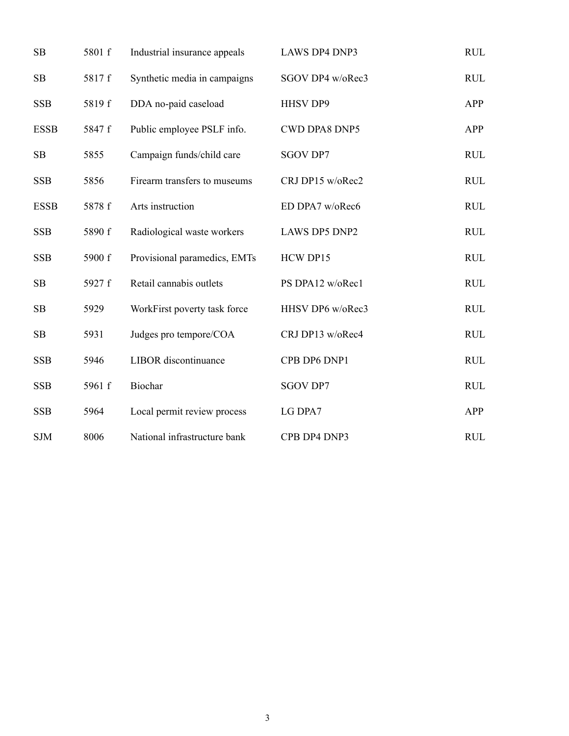| | | | | |
|---|---|---|---|---|
| SB | 5801 f | Industrial insurance appeals | LAWS DP4 DNP3 | RUL |
| SB | 5817 f | Synthetic media in campaigns | SGOV DP4 w/oRec3 | RUL |
| SSB | 5819 f | DDA no-paid caseload | HHSV DP9 | APP |
| ESSB | 5847 f | Public employee PSLF info. | CWD DPA8 DNP5 | APP |
| SB | 5855 | Campaign funds/child care | SGOV DP7 | RUL |
| SSB | 5856 | Firearm transfers to museums | CRJ DP15 w/oRec2 | RUL |
| ESSB | 5878 f | Arts instruction | ED DPA7 w/oRec6 | RUL |
| SSB | 5890 f | Radiological waste workers | LAWS DP5 DNP2 | RUL |
| SSB | 5900 f | Provisional paramedics, EMTs | HCW DP15 | RUL |
| SB | 5927 f | Retail cannabis outlets | PS DPA12 w/oRec1 | RUL |
| SB | 5929 | WorkFirst poverty task force | HHSV DP6 w/oRec3 | RUL |
| SB | 5931 | Judges pro tempore/COA | CRJ DP13 w/oRec4 | RUL |
| SSB | 5946 | LIBOR discontinuance | CPB DP6 DNP1 | RUL |
| SSB | 5961 f | Biochar | SGOV DP7 | RUL |
| SSB | 5964 | Local permit review process | LG DPA7 | APP |
| SJM | 8006 | National infrastructure bank | CPB DP4 DNP3 | RUL |